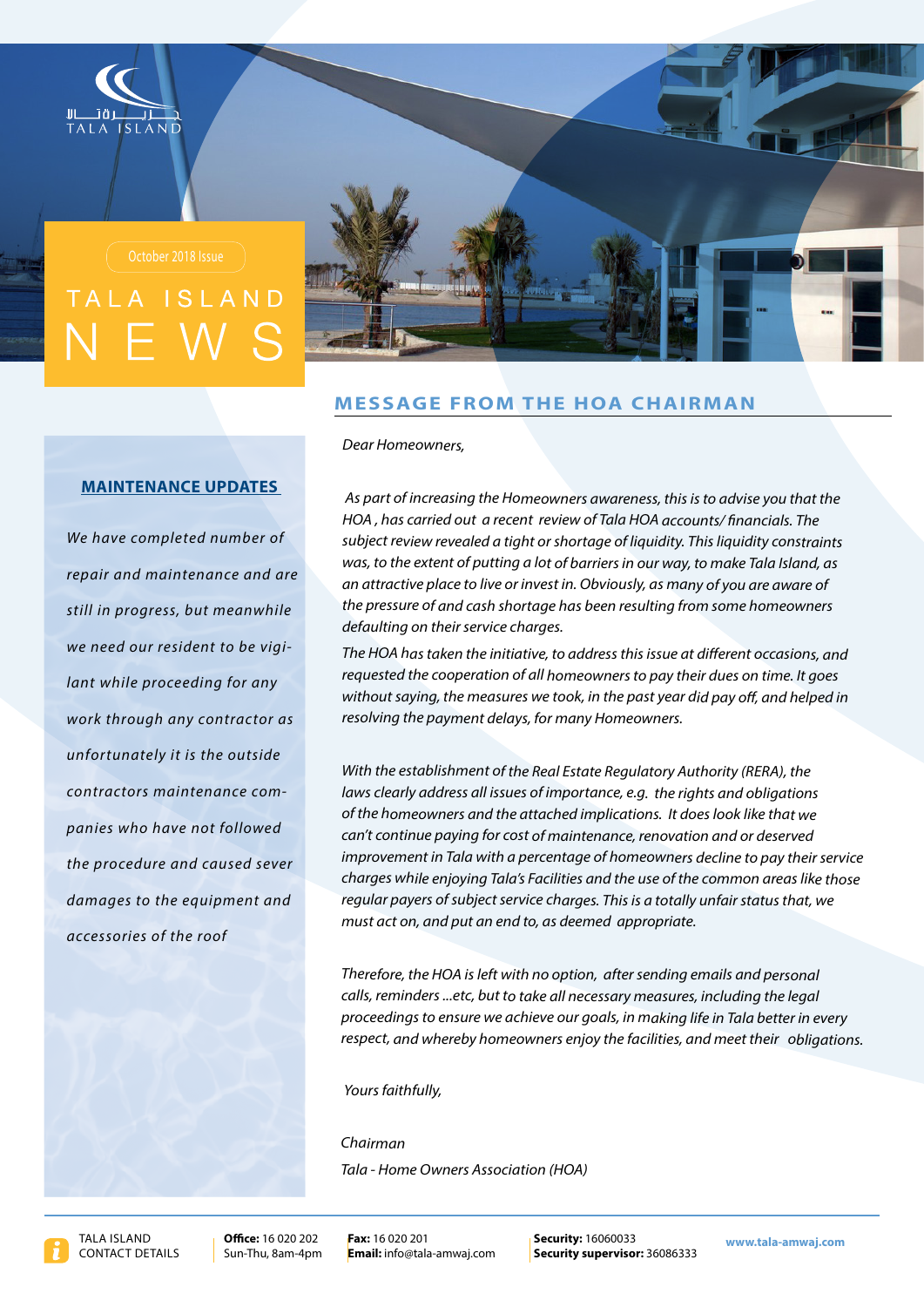TALA ISLAND

October 2018 Issue

# TALA ISLAND NEWS

## MAINTENANCE UPDATES

*We have completed number of repair and maintenance and are still in progress, but meanwhile we need our resident to be vigilant while proceeding for any work through any contractor as unfortunately it is the outside contractors maintenance companies who have not followed the procedure and caused sever damages to the equipment and accessories of the roof*

## MESSAGE FROM THE HOA CHAIRMAN

*Dear Homeowners,*

*As part of increasing the Homeowners awareness, this is to advise you that the HOA , has carried out a recent review of Tala HOA accounts/ financials. The subject review revealed a tight or shortage of liquidity. This liquidity constraints was, to the extent of putting a lot of barriers in our way, to make Tala Island, as an attractive place to live or invest in. Obviously, as many of you are aware of the pressure of and cash shortage has been resulting from some homeowners defaulting on their service charges.*

*The HOA has taken the initiative, to address this issue at different occasions, and requested the cooperation of all homeowners to pay their dues on time. It goes without saying, the measures we took, in the past year did pay off, and helped in resolving the payment delays, for many Homeowners.*

*With the establishment of the Real Estate Regulatory Authority (RERA), the laws clearly address all issues of importance, e.g. the rights and obligations of the homeowners and the attached implications. It does look like that we can't continue paying for cost of maintenance, renovation and or deserved improvement in Tala with a percentage of homeowners decline to pay their service charges while enjoying Tala's Facilities and the use of the common areas like those regular payers of subject service charges. This is a totally unfair status that, we must act on, and put an end to, as deemed appropriate.*

*Therefore, the HOA is left with no option, after sending emails and personal calls, reminders ...etc, but to take all necessary measures, including the legal proceedings to ensure we achieve our goals, in making life in Tala better in every respect, and whereby homeowners enjoy the facilities, and meet their obligations.*

*Yours faithfully,*

*Chairman*

*Tala - Home Owners Association (HOA)*

TALA ISLAND CONTACT DETAILS | **Office:** 16 020 202 Sun-Thu, 8am-4pm | **Fax:** 16 020 201 **Email:** info@tala-amwaj.com | **Security:** 16060033 **Security supervisor:** 36086333 | www.tala-amwaj.com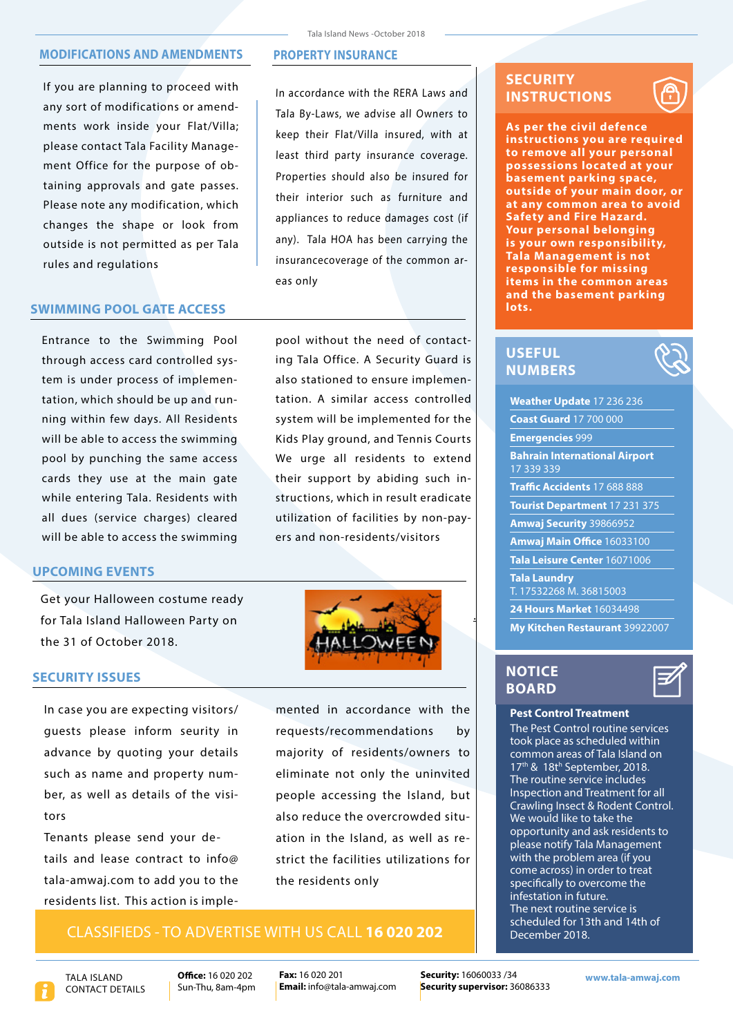## MODIFICATIONS AND AMENDMENTS

If you are planning to proceed with any sort of modifications or amendments work inside your Flat/Villa; please contact Tala Facility Management Office for the purpose of obtaining approvals and gate passes. Please note any modification, which changes the shape or look from outside is not permitted as per Tala rules and regulations

## PROPERTY INSURANCE

In accordance with the RERA Laws and Tala By-Laws, we advise all Owners to keep their Flat/Villa insured, with at least third party insurance coverage. Properties should also be insured for their interior such as furniture and appliances to reduce damages cost (if any). Tala HOA has been carrying the insurancecoverage of the common areas only

## SWIMMING POOL GATE ACCESS

Entrance to the Swimming Pool through access card controlled system is under process of implementation, which should be up and running within few days. All Residents will be able to access the swimming pool by punching the same access cards they use at the main gate while entering Tala. Residents with all dues (service charges) cleared will be able to access the swimming pool without the need of contacting Tala Office. A Security Guard is also stationed to ensure implementation. A similar access controlled system will be implemented for the Kids Play ground, and Tennis Courts We urge all residents to extend their support by abiding such instructions, which in result eradicate utilization of facilities by non-payers and non-residents/visitors

## UPCOMING EVENTS

Get your Halloween costume ready for Tala Island Halloween Party on the 31 of October 2018.

## SECURITY ISSUES

In case you are expecting visitors/guests please inform seurity in advance by quoting your details such as name and property number, as well as details of the visitors

Tenants please send your details and lease contract to info@tala-amwaj.com to add you to the residents list. This action is implemented in accordance with the requests/recommendations by majority of residents/owners to eliminate not only the uninvited people accessing the Island, but also reduce the overcrowded situation in the Island, as well as restrict the facilities utilizations for the residents only

CLASSIFIEDS - TO ADVERTISE WITH US CALL **16 020 202**

## SECURITY INSTRUCTIONS

**As per the civil defence instructions you are required to remove all your personal possessions located at your basement parking space, outside of your main door, or at any common area to avoid Safety and Fire Hazard. Your personal belonging is your own responsibility, Tala Management is not responsible for missing items in the common areas and the basement parking lots.**

## USEFUL NUMBERS

- **Weather Update** 17 236 236
- **Coast Guard** 17 700 000
- **Emergencies** 999
- **Bahrain International Airport** 17 339 339
- **Traffic Accidents** 17 688 888
- **Tourist Department** 17 231 375
- **Amwaj Security** 39866952
- **Amwaj Main Office** 16033100
- **Tala Leisure Center** 16071006
- **Tala Laundry** T. 17532268 M. 36815003
- **24 Hours Market** 16034498
- **My Kitchen Restaurant** 39922007

## NOTICE BOARD

**Pest Control Treatment**

The Pest Control routine services took place as scheduled within common areas of Tala Island on 17th & 18th September, 2018. The routine service includes Inspection and Treatment for all Crawling Insect & Rodent Control. We would like to take the opportunity and ask residents to please notify Tala Management with the problem area (if you come across) in order to treat specifically to overcome the infestation in future. The next routine service is scheduled for 13th and 14th of December 2018.

TALA ISLAND CONTACT DETAILS

**Office:** 16 020 202 Sun-Thu, 8am-4pm

**Fax:** 16 020 201
**Email:** info@tala-amwaj.com

**Security:** 16060033 /34
**Security supervisor:** 36086333

www.tala-amwaj.com